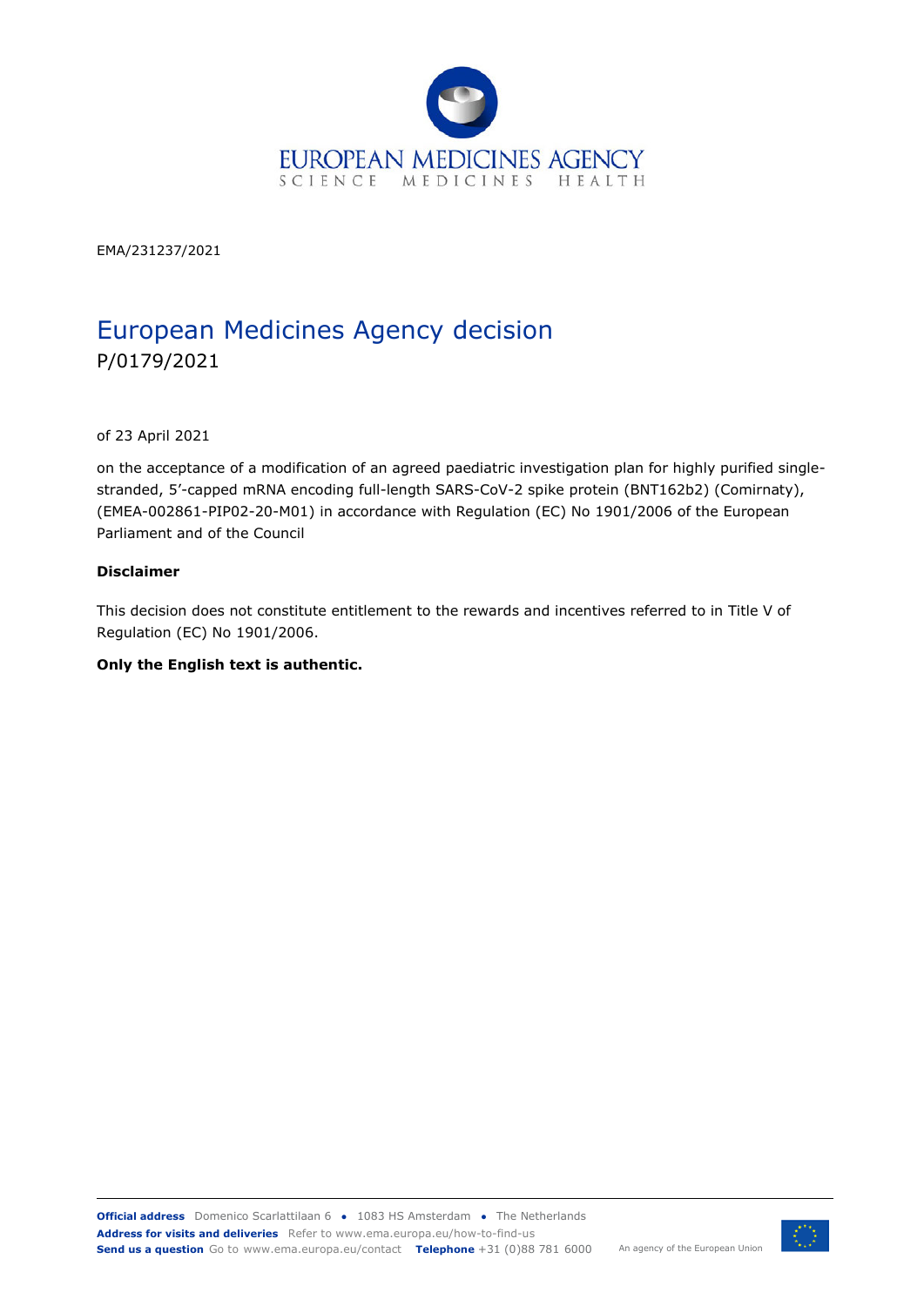EMA/231237/2021

# European Medicines Agency decision

P/0179/2021

of 23 April 2021

on the acceptance of a modification of an agreed paediatric investigation plan for highly purified single-stranded, 5'-capped mRNA encoding full-length SARS-CoV-2 spike protein (BNT162b2) (Comirnaty), (EMEA-002861-PIP02-20-M01) in accordance with Regulation (EC) No 1901/2006 of the European Parliament and of the Council

**Disclaimer**

This decision does not constitute entitlement to the rewards and incentives referred to in Title V of Regulation (EC) No 1901/2006.

**Only the English text is authentic.**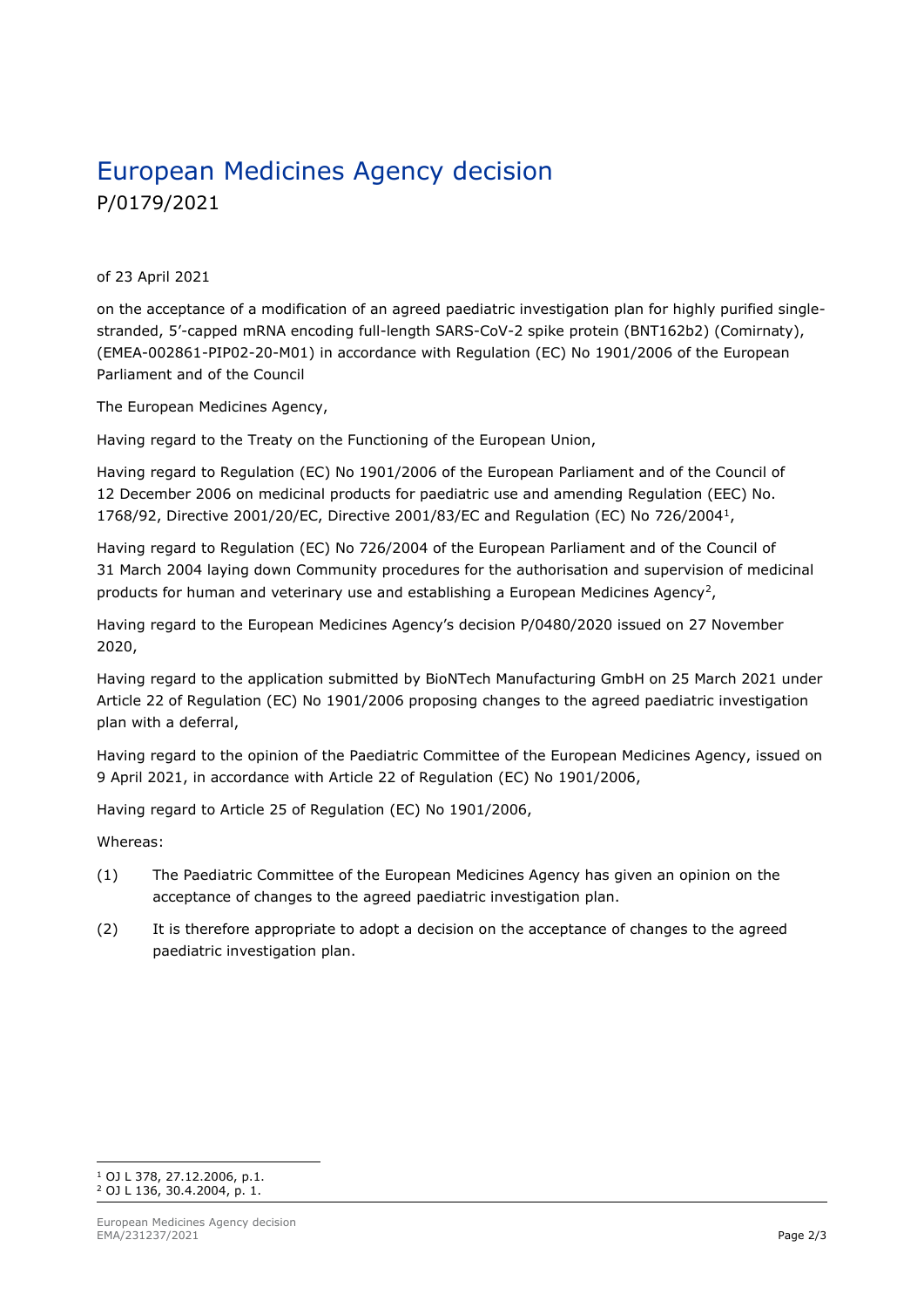# European Medicines Agency decision

P/0179/2021

of 23 April 2021

on the acceptance of a modification of an agreed paediatric investigation plan for highly purified single-stranded, 5'-capped mRNA encoding full-length SARS-CoV-2 spike protein (BNT162b2) (Comirnaty), (EMEA-002861-PIP02-20-M01) in accordance with Regulation (EC) No 1901/2006 of the European Parliament and of the Council

The European Medicines Agency,

Having regard to the Treaty on the Functioning of the European Union,

Having regard to Regulation (EC) No 1901/2006 of the European Parliament and of the Council of 12 December 2006 on medicinal products for paediatric use and amending Regulation (EEC) No. 1768/92, Directive 2001/20/EC, Directive 2001/83/EC and Regulation (EC) No 726/2004[1],

Having regard to Regulation (EC) No 726/2004 of the European Parliament and of the Council of 31 March 2004 laying down Community procedures for the authorisation and supervision of medicinal products for human and veterinary use and establishing a European Medicines Agency[2],

Having regard to the European Medicines Agency's decision P/0480/2020 issued on 27 November 2020,

Having regard to the application submitted by BioNTech Manufacturing GmbH on 25 March 2021 under Article 22 of Regulation (EC) No 1901/2006 proposing changes to the agreed paediatric investigation plan with a deferral,

Having regard to the opinion of the Paediatric Committee of the European Medicines Agency, issued on 9 April 2021, in accordance with Article 22 of Regulation (EC) No 1901/2006,

Having regard to Article 25 of Regulation (EC) No 1901/2006,

Whereas:

(1) The Paediatric Committee of the European Medicines Agency has given an opinion on the acceptance of changes to the agreed paediatric investigation plan.

(2) It is therefore appropriate to adopt a decision on the acceptance of changes to the agreed paediatric investigation plan.

---

[1] OJ L 378, 27.12.2006, p.1.

[2] OJ L 136, 30.4.2004, p. 1.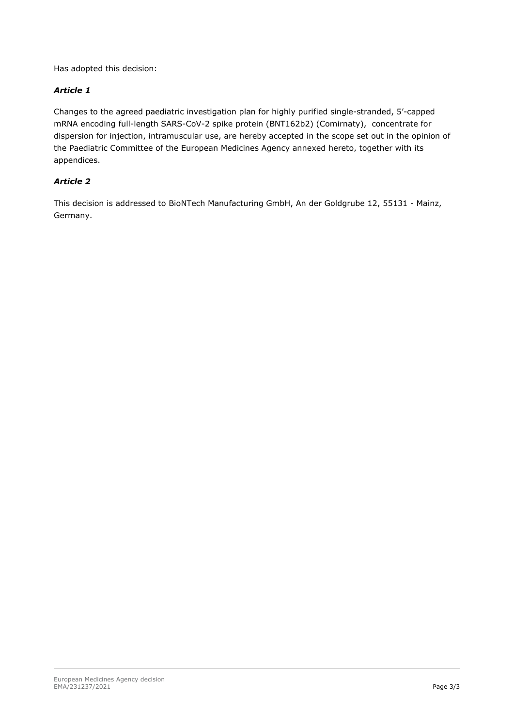Has adopted this decision:

### *Article 1*

Changes to the agreed paediatric investigation plan for highly purified single-stranded, 5'-capped mRNA encoding full-length SARS-CoV-2 spike protein (BNT162b2) (Comirnaty), concentrate for dispersion for injection, intramuscular use, are hereby accepted in the scope set out in the opinion of the Paediatric Committee of the European Medicines Agency annexed hereto, together with its appendices.

### *Article 2*

This decision is addressed to BioNTech Manufacturing GmbH, An der Goldgrube 12, 55131 - Mainz, Germany.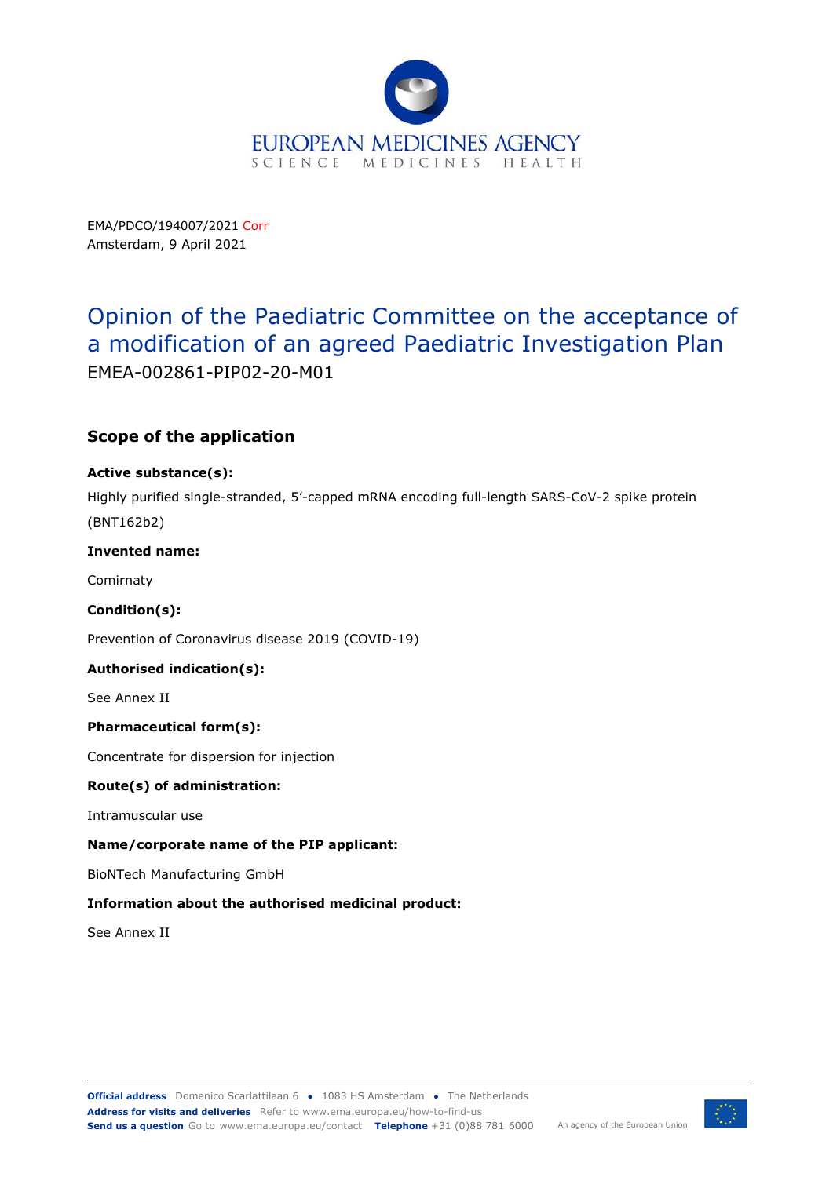EMA/PDCO/194007/2021 Corr
Amsterdam, 9 April 2021

# Opinion of the Paediatric Committee on the acceptance of a modification of an agreed Paediatric Investigation Plan

EMEA-002861-PIP02-20-M01

## Scope of the application

**Active substance(s):**

Highly purified single-stranded, 5'-capped mRNA encoding full-length SARS-CoV-2 spike protein (BNT162b2)

**Invented name:**

Comirnaty

**Condition(s):**

Prevention of Coronavirus disease 2019 (COVID-19)

**Authorised indication(s):**

See Annex II

**Pharmaceutical form(s):**

Concentrate for dispersion for injection

**Route(s) of administration:**

Intramuscular use

**Name/corporate name of the PIP applicant:**

BioNTech Manufacturing GmbH

**Information about the authorised medicinal product:**

See Annex II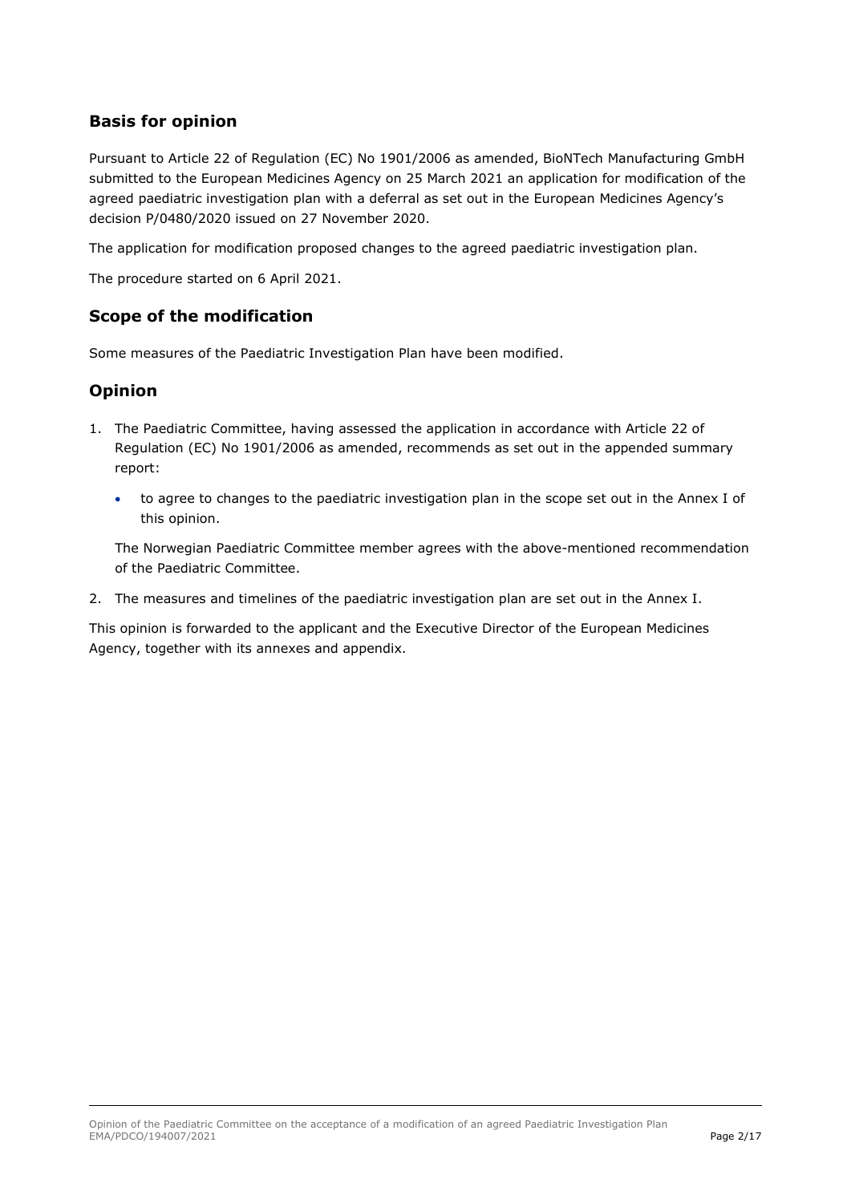## Basis for opinion

Pursuant to Article 22 of Regulation (EC) No 1901/2006 as amended, BioNTech Manufacturing GmbH submitted to the European Medicines Agency on 25 March 2021 an application for modification of the agreed paediatric investigation plan with a deferral as set out in the European Medicines Agency's decision P/0480/2020 issued on 27 November 2020.

The application for modification proposed changes to the agreed paediatric investigation plan.

The procedure started on 6 April 2021.

## Scope of the modification

Some measures of the Paediatric Investigation Plan have been modified.

## Opinion

1. The Paediatric Committee, having assessed the application in accordance with Article 22 of Regulation (EC) No 1901/2006 as amended, recommends as set out in the appended summary report:

   - to agree to changes to the paediatric investigation plan in the scope set out in the Annex I of this opinion.

   The Norwegian Paediatric Committee member agrees with the above-mentioned recommendation of the Paediatric Committee.

2. The measures and timelines of the paediatric investigation plan are set out in the Annex I.

This opinion is forwarded to the applicant and the Executive Director of the European Medicines Agency, together with its annexes and appendix.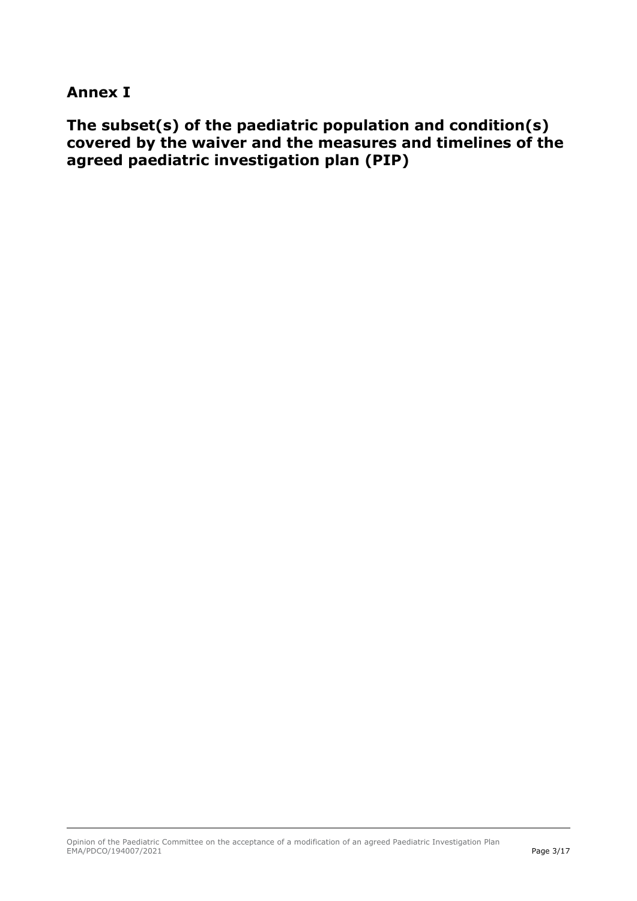## Annex I

## The subset(s) of the paediatric population and condition(s) covered by the waiver and the measures and timelines of the agreed paediatric investigation plan (PIP)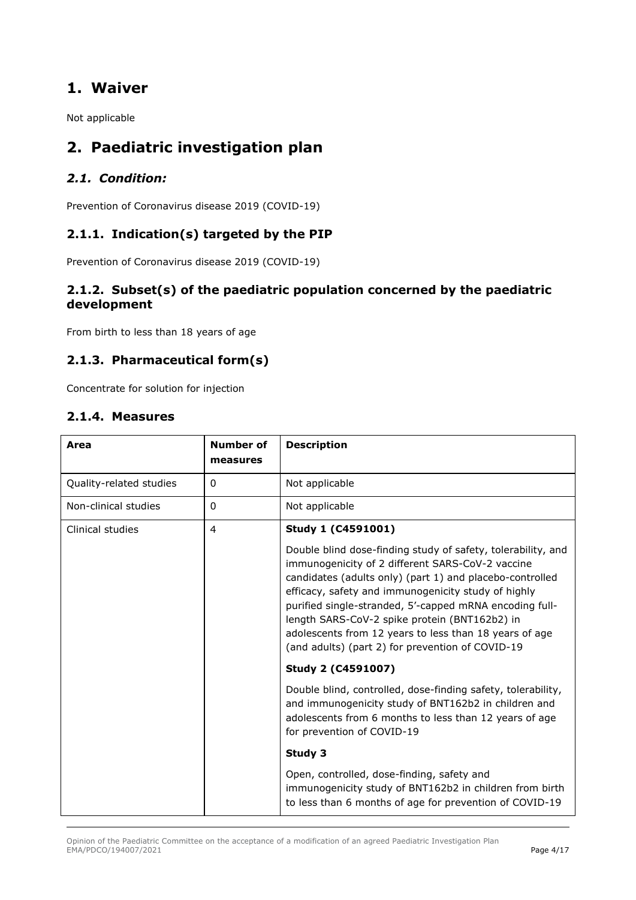# 1. Waiver

Not applicable

# 2. Paediatric investigation plan

## *2.1. Condition:*

Prevention of Coronavirus disease 2019 (COVID-19)

### 2.1.1. Indication(s) targeted by the PIP

Prevention of Coronavirus disease 2019 (COVID-19)

### 2.1.2. Subset(s) of the paediatric population concerned by the paediatric development

From birth to less than 18 years of age

### 2.1.3. Pharmaceutical form(s)

Concentrate for solution for injection

### 2.1.4. Measures

| Area | Number of measures | Description |
|---|---|---|
| Quality-related studies | 0 | Not applicable |
| Non-clinical studies | 0 | Not applicable |
| Clinical studies | 4 | **Study 1 (C4591001)**<br><br>Double blind dose-finding study of safety, tolerability, and immunogenicity of 2 different SARS-CoV-2 vaccine candidates (adults only) (part 1) and placebo-controlled efficacy, safety and immunogenicity study of highly purified single-stranded, 5'-capped mRNA encoding full-length SARS-CoV-2 spike protein (BNT162b2) in adolescents from 12 years to less than 18 years of age (and adults) (part 2) for prevention of COVID-19<br><br>**Study 2 (C4591007)**<br><br>Double blind, controlled, dose-finding safety, tolerability, and immunogenicity study of BNT162b2 in children and adolescents from 6 months to less than 12 years of age for prevention of COVID-19<br><br>**Study 3**<br><br>Open, controlled, dose-finding, safety and immunogenicity study of BNT162b2 in children from birth to less than 6 months of age for prevention of COVID-19 |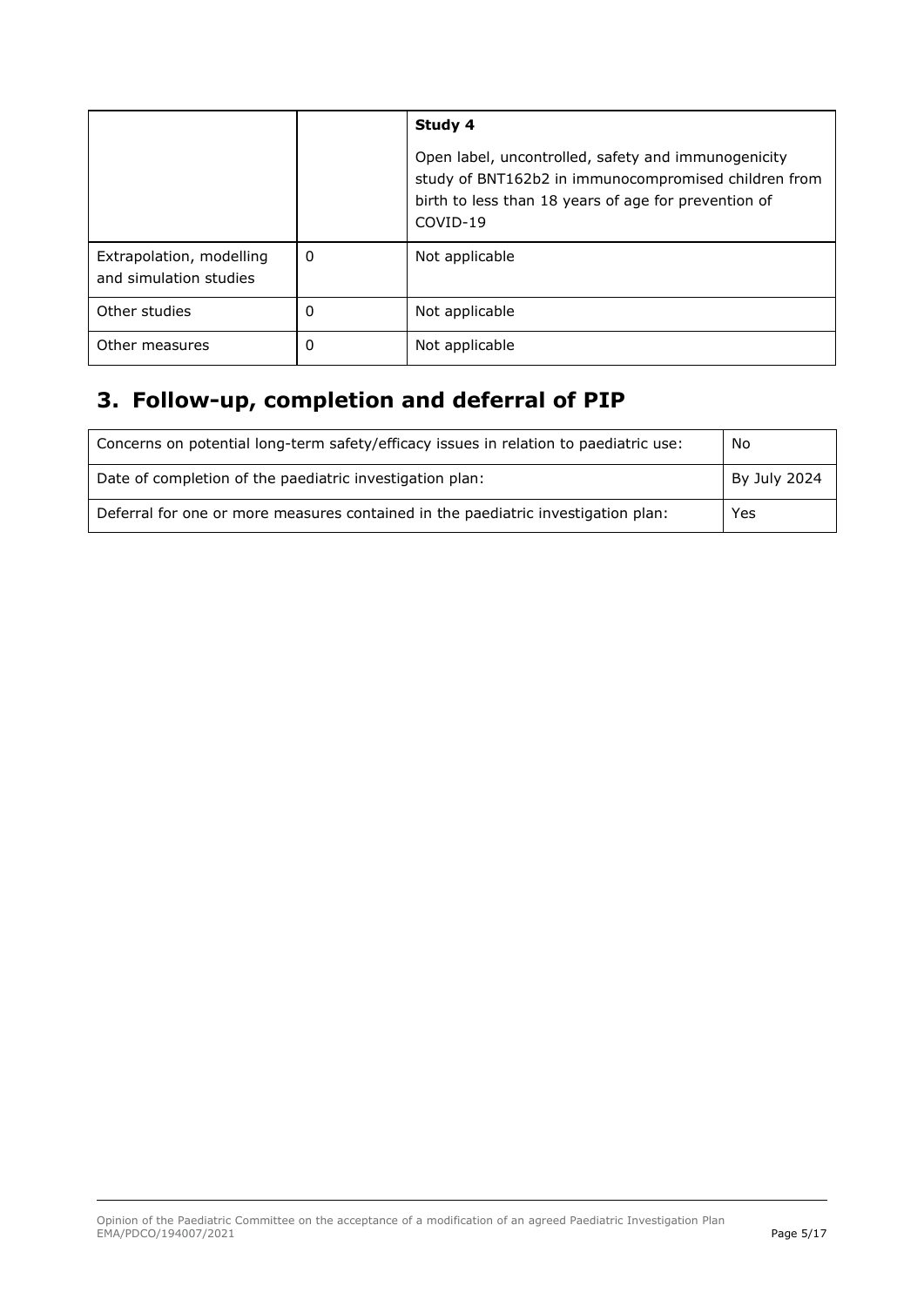| | | **Study 4**<br><br>Open label, uncontrolled, safety and immunogenicity study of BNT162b2 in immunocompromised children from birth to less than 18 years of age for prevention of COVID-19 |
|---|---|---|
| Extrapolation, modelling and simulation studies | 0 | Not applicable |
| Other studies | 0 | Not applicable |
| Other measures | 0 | Not applicable |

## 3. Follow-up, completion and deferral of PIP

| | |
|---|---|
| Concerns on potential long-term safety/efficacy issues in relation to paediatric use: | No |
| Date of completion of the paediatric investigation plan: | By July 2024 |
| Deferral for one or more measures contained in the paediatric investigation plan: | Yes |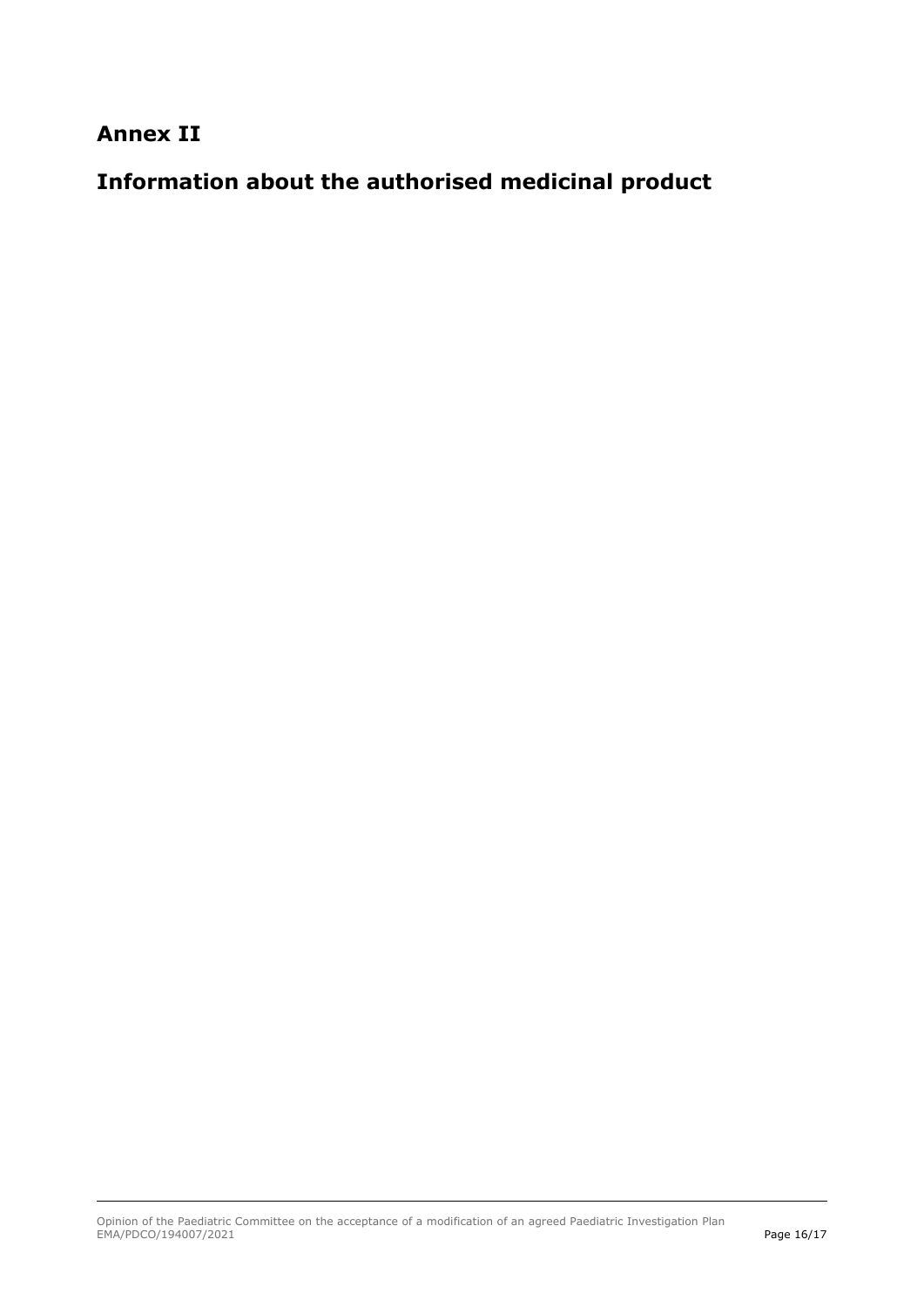## Annex II

## Information about the authorised medicinal product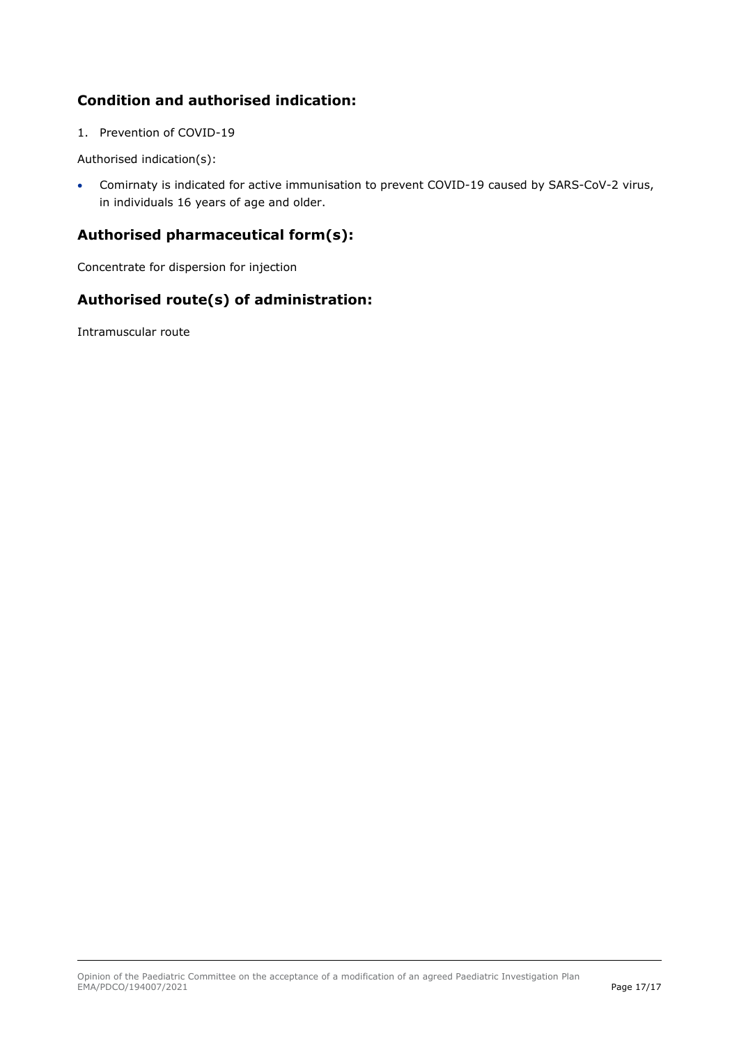## Condition and authorised indication:

1. Prevention of COVID-19

Authorised indication(s):

- Comirnaty is indicated for active immunisation to prevent COVID-19 caused by SARS-CoV-2 virus, in individuals 16 years of age and older.

## Authorised pharmaceutical form(s):

Concentrate for dispersion for injection

## Authorised route(s) of administration:

Intramuscular route